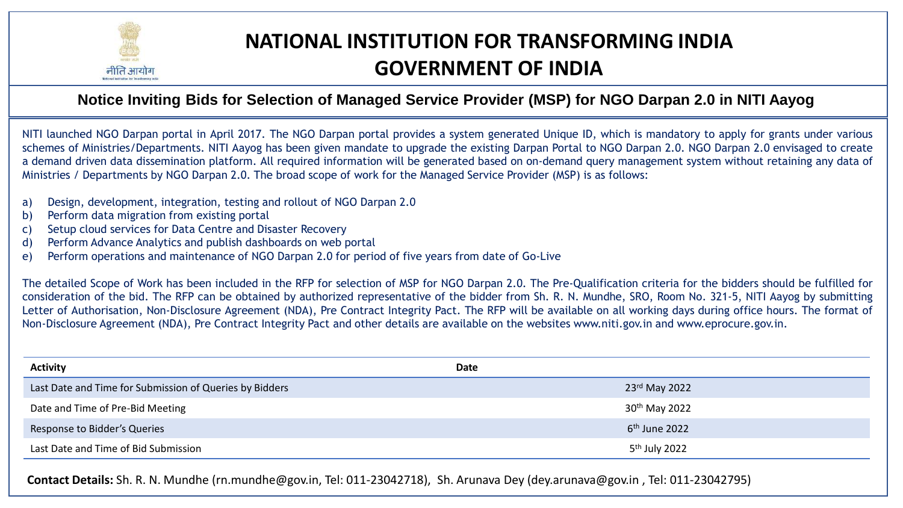# NATIONAL INSTITUTION FOR TRANSFORMING INDIA
# GOVERNMENT OF INDIA

## Notice Inviting Bids for Selection of Managed Service Provider (MSP) for NGO Darpan 2.0 in NITI Aayog

NITI launched NGO Darpan portal in April 2017. The NGO Darpan portal provides a system generated Unique ID, which is mandatory to apply for grants under various schemes of Ministries/Departments. NITI Aayog has been given mandate to upgrade the existing Darpan Portal to NGO Darpan 2.0. NGO Darpan 2.0 envisaged to create a demand driven data dissemination platform. All required information will be generated based on on-demand query management system without retaining any data of Ministries / Departments by NGO Darpan 2.0. The broad scope of work for the Managed Service Provider (MSP) is as follows:

a) Design, development, integration, testing and rollout of NGO Darpan 2.0
b) Perform data migration from existing portal
c) Setup cloud services for Data Centre and Disaster Recovery
d) Perform Advance Analytics and publish dashboards on web portal
e) Perform operations and maintenance of NGO Darpan 2.0 for period of five years from date of Go-Live

The detailed Scope of Work has been included in the RFP for selection of MSP for NGO Darpan 2.0. The Pre-Qualification criteria for the bidders should be fulfilled for consideration of the bid. The RFP can be obtained by authorized representative of the bidder from Sh. R. N. Mundhe, SRO, Room No. 321-5, NITI Aayog by submitting Letter of Authorisation, Non-Disclosure Agreement (NDA), Pre Contract Integrity Pact. The RFP will be available on all working days during office hours. The format of Non-Disclosure Agreement (NDA), Pre Contract Integrity Pact and other details are available on the websites www.niti.gov.in and www.eprocure.gov.in.

| Activity | Date |
|---|---|
| Last Date and Time for Submission of Queries by Bidders | 23rd May 2022 |
| Date and Time of Pre-Bid Meeting | 30th May 2022 |
| Response to Bidder's Queries | 6th June 2022 |
| Last Date and Time of Bid Submission | 5th July 2022 |

**Contact Details:** Sh. R. N. Mundhe (rn.mundhe@gov.in, Tel: 011-23042718), Sh. Arunava Dey (dey.arunava@gov.in , Tel: 011-23042795)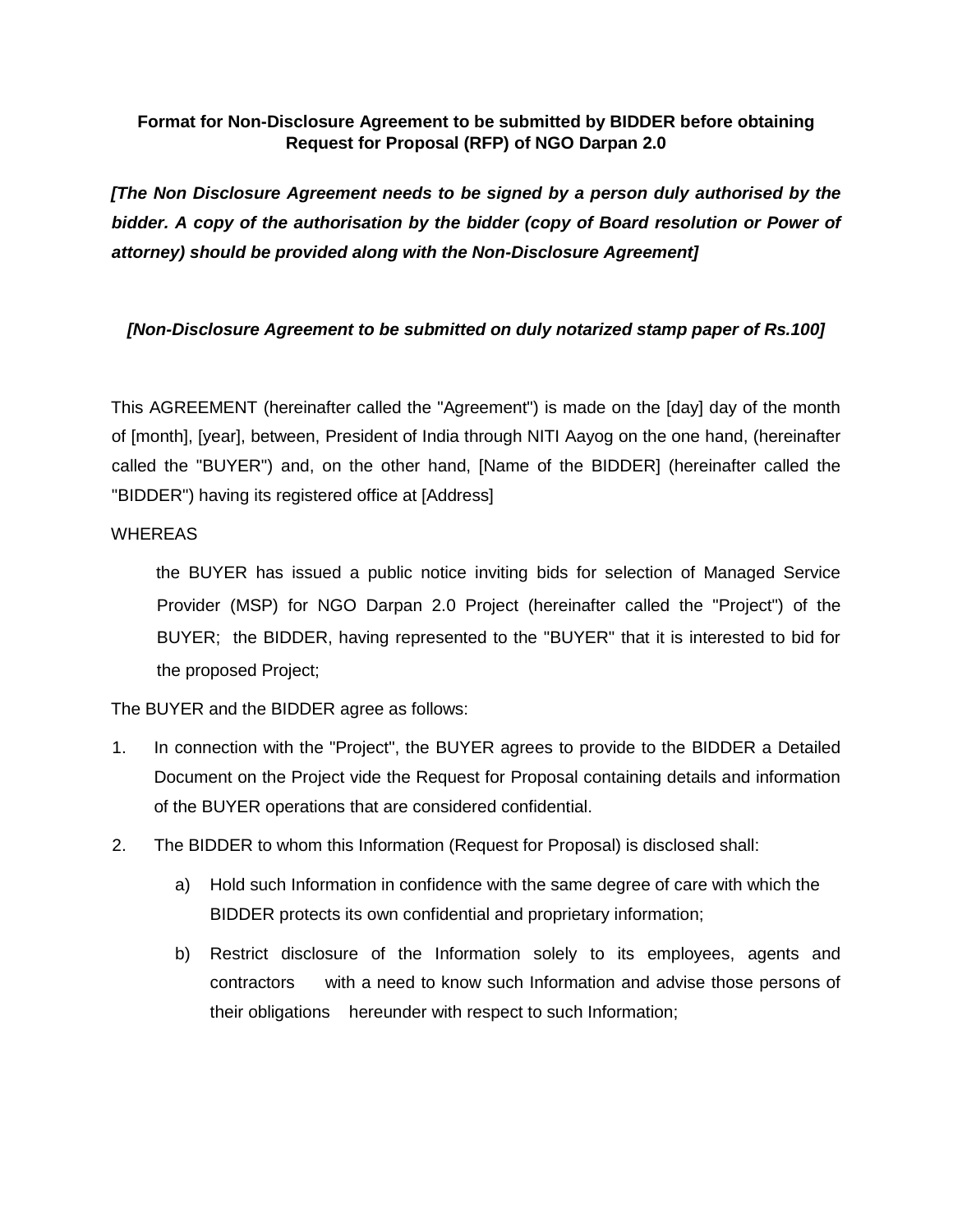**Format for Non-Disclosure Agreement to be submitted by BIDDER before obtaining Request for Proposal (RFP) of NGO Darpan 2.0**

***[The Non Disclosure Agreement needs to be signed by a person duly authorised by the bidder. A copy of the authorisation by the bidder (copy of Board resolution or Power of attorney) should be provided along with the Non-Disclosure Agreement]***

***[Non-Disclosure Agreement to be submitted on duly notarized stamp paper of Rs.100]***

This AGREEMENT (hereinafter called the "Agreement") is made on the [day] day of the month of [month], [year], between, President of India through NITI Aayog on the one hand, (hereinafter called the "BUYER") and, on the other hand, [Name of the BIDDER] (hereinafter called the "BIDDER") having its registered office at [Address]

WHEREAS

> the BUYER has issued a public notice inviting bids for selection of Managed Service Provider (MSP) for NGO Darpan 2.0 Project (hereinafter called the "Project") of the BUYER; the BIDDER, having represented to the "BUYER" that it is interested to bid for the proposed Project;

The BUYER and the BIDDER agree as follows:

1. In connection with the "Project", the BUYER agrees to provide to the BIDDER a Detailed Document on the Project vide the Request for Proposal containing details and information of the BUYER operations that are considered confidential.

2. The BIDDER to whom this Information (Request for Proposal) is disclosed shall:

    a) Hold such Information in confidence with the same degree of care with which the BIDDER protects its own confidential and proprietary information;

    b) Restrict disclosure of the Information solely to its employees, agents and contractors with a need to know such Information and advise those persons of their obligations hereunder with respect to such Information;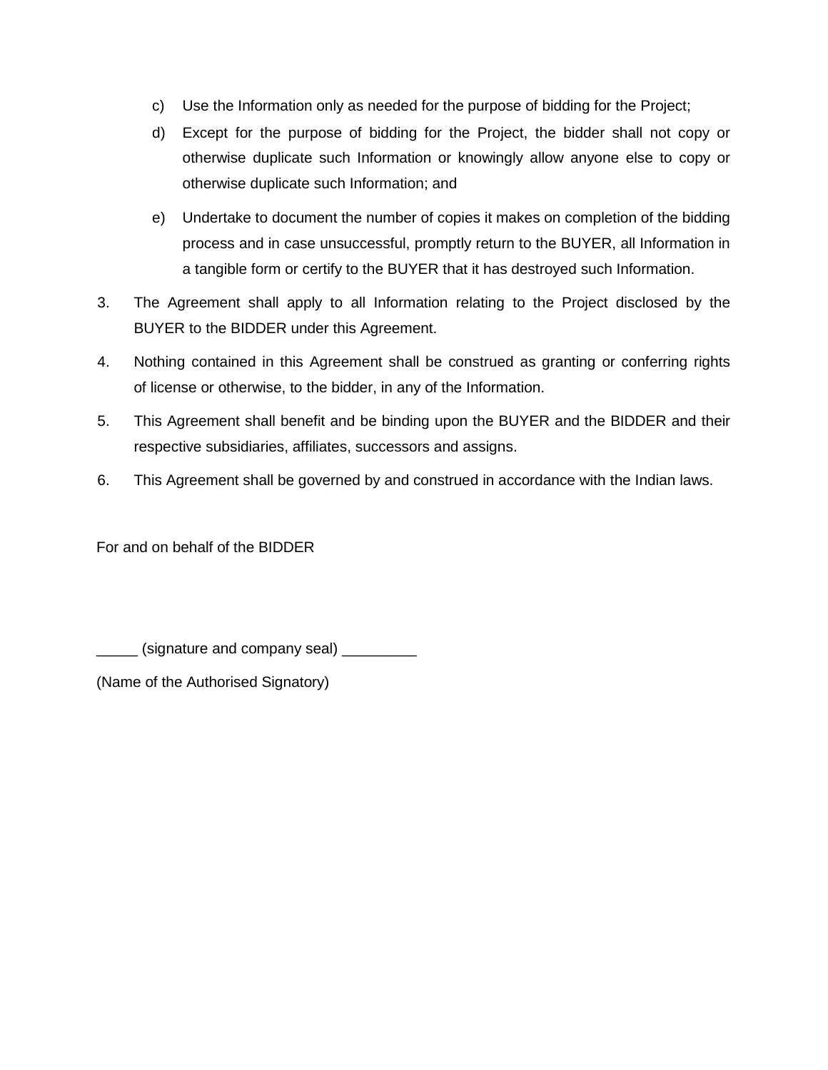c) Use the Information only as needed for the purpose of bidding for the Project;

d) Except for the purpose of bidding for the Project, the bidder shall not copy or otherwise duplicate such Information or knowingly allow anyone else to copy or otherwise duplicate such Information; and

e) Undertake to document the number of copies it makes on completion of the bidding process and in case unsuccessful, promptly return to the BUYER, all Information in a tangible form or certify to the BUYER that it has destroyed such Information.

3. The Agreement shall apply to all Information relating to the Project disclosed by the BUYER to the BIDDER under this Agreement.

4. Nothing contained in this Agreement shall be construed as granting or conferring rights of license or otherwise, to the bidder, in any of the Information.

5. This Agreement shall benefit and be binding upon the BUYER and the BIDDER and their respective subsidiaries, affiliates, successors and assigns.

6. This Agreement shall be governed by and construed in accordance with the Indian laws.

For and on behalf of the BIDDER

_____ (signature and company seal) _________

(Name of the Authorised Signatory)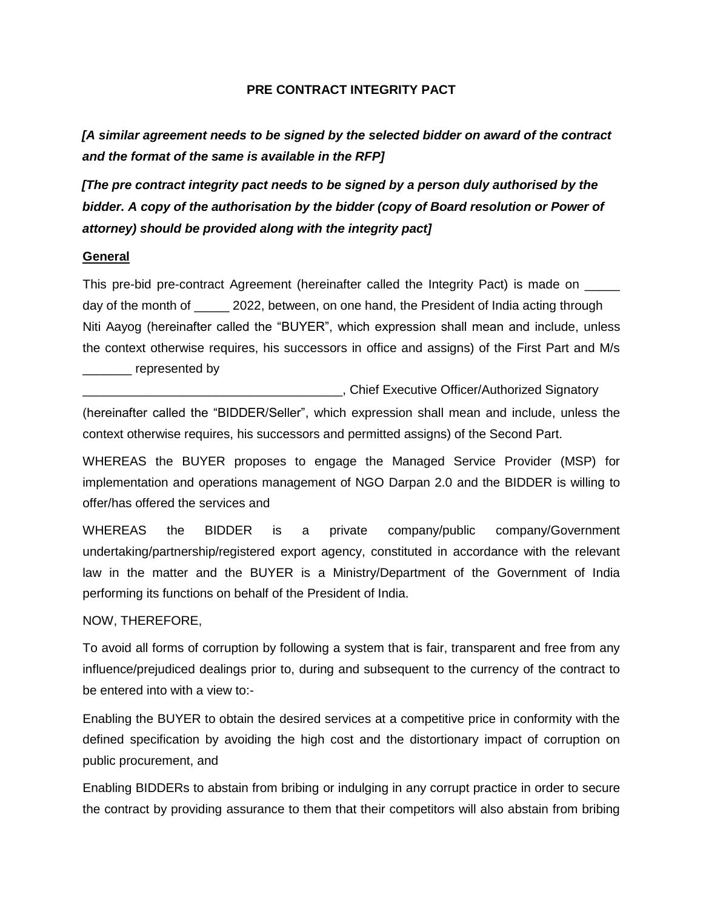# PRE CONTRACT INTEGRITY PACT

***[A similar agreement needs to be signed by the selected bidder on award of the contract and the format of the same is available in the RFP]***

***[The pre contract integrity pact needs to be signed by a person duly authorised by the bidder. A copy of the authorisation by the bidder (copy of Board resolution or Power of attorney) should be provided along with the integrity pact]***

**General**

This pre-bid pre-contract Agreement (hereinafter called the Integrity Pact) is made on _____ day of the month of _____ 2022, between, on one hand, the President of India acting through Niti Aayog (hereinafter called the "BUYER", which expression shall mean and include, unless the context otherwise requires, his successors in office and assigns) of the First Part and M/s _______ represented by _____________________________________, Chief Executive Officer/Authorized Signatory (hereinafter called the "BIDDER/Seller", which expression shall mean and include, unless the context otherwise requires, his successors and permitted assigns) of the Second Part.

WHEREAS the BUYER proposes to engage the Managed Service Provider (MSP) for implementation and operations management of NGO Darpan 2.0 and the BIDDER is willing to offer/has offered the services and

WHEREAS the BIDDER is a private company/public company/Government undertaking/partnership/registered export agency, constituted in accordance with the relevant law in the matter and the BUYER is a Ministry/Department of the Government of India performing its functions on behalf of the President of India.

NOW, THEREFORE,

To avoid all forms of corruption by following a system that is fair, transparent and free from any influence/prejudiced dealings prior to, during and subsequent to the currency of the contract to be entered into with a view to:-

Enabling the BUYER to obtain the desired services at a competitive price in conformity with the defined specification by avoiding the high cost and the distortionary impact of corruption on public procurement, and

Enabling BIDDERs to abstain from bribing or indulging in any corrupt practice in order to secure the contract by providing assurance to them that their competitors will also abstain from bribing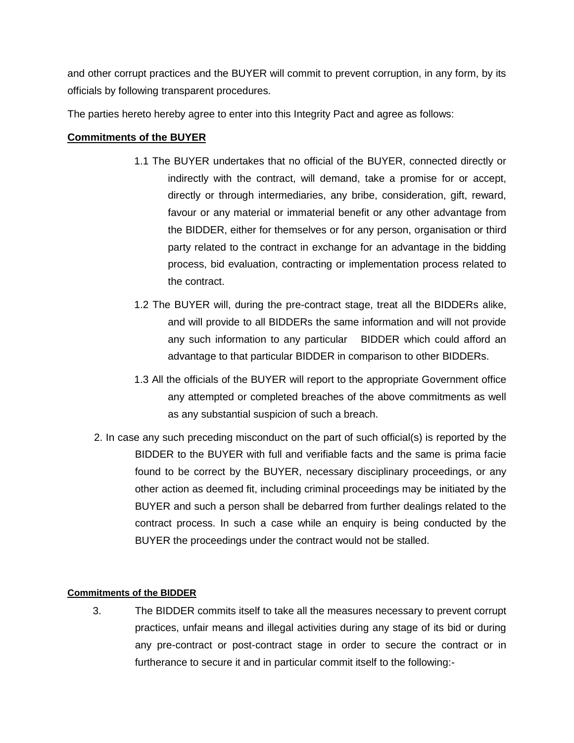and other corrupt practices and the BUYER will commit to prevent corruption, in any form, by its officials by following transparent procedures.

The parties hereto hereby agree to enter into this Integrity Pact and agree as follows:

**Commitments of the BUYER**

1.1 The BUYER undertakes that no official of the BUYER, connected directly or indirectly with the contract, will demand, take a promise for or accept, directly or through intermediaries, any bribe, consideration, gift, reward, favour or any material or immaterial benefit or any other advantage from the BIDDER, either for themselves or for any person, organisation or third party related to the contract in exchange for an advantage in the bidding process, bid evaluation, contracting or implementation process related to the contract.

1.2 The BUYER will, during the pre-contract stage, treat all the BIDDERs alike, and will provide to all BIDDERs the same information and will not provide any such information to any particular BIDDER which could afford an advantage to that particular BIDDER in comparison to other BIDDERs.

1.3 All the officials of the BUYER will report to the appropriate Government office any attempted or completed breaches of the above commitments as well as any substantial suspicion of such a breach.

2. In case any such preceding misconduct on the part of such official(s) is reported by the BIDDER to the BUYER with full and verifiable facts and the same is prima facie found to be correct by the BUYER, necessary disciplinary proceedings, or any other action as deemed fit, including criminal proceedings may be initiated by the BUYER and such a person shall be debarred from further dealings related to the contract process. In such a case while an enquiry is being conducted by the BUYER the proceedings under the contract would not be stalled.

**Commitments of the BIDDER**

3. The BIDDER commits itself to take all the measures necessary to prevent corrupt practices, unfair means and illegal activities during any stage of its bid or during any pre-contract or post-contract stage in order to secure the contract or in furtherance to secure it and in particular commit itself to the following:-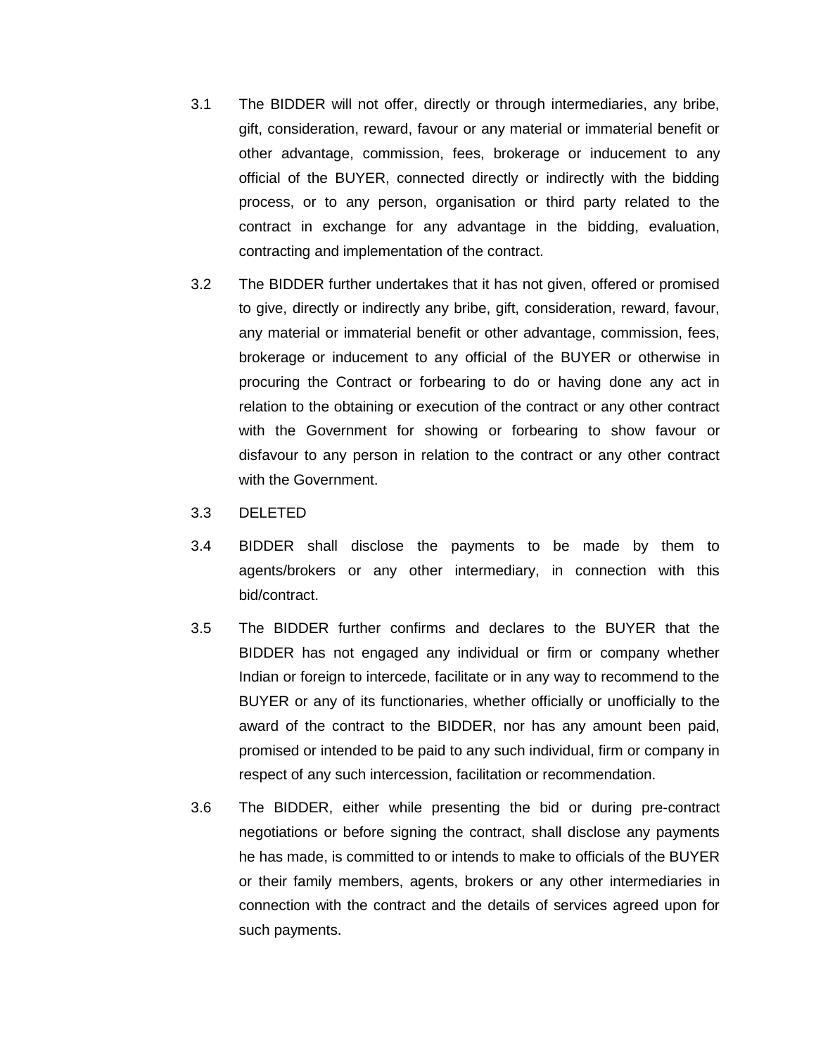3.1 The BIDDER will not offer, directly or through intermediaries, any bribe, gift, consideration, reward, favour or any material or immaterial benefit or other advantage, commission, fees, brokerage or inducement to any official of the BUYER, connected directly or indirectly with the bidding process, or to any person, organisation or third party related to the contract in exchange for any advantage in the bidding, evaluation, contracting and implementation of the contract.

3.2 The BIDDER further undertakes that it has not given, offered or promised to give, directly or indirectly any bribe, gift, consideration, reward, favour, any material or immaterial benefit or other advantage, commission, fees, brokerage or inducement to any official of the BUYER or otherwise in procuring the Contract or forbearing to do or having done any act in relation to the obtaining or execution of the contract or any other contract with the Government for showing or forbearing to show favour or disfavour to any person in relation to the contract or any other contract with the Government.

3.3 DELETED

3.4 BIDDER shall disclose the payments to be made by them to agents/brokers or any other intermediary, in connection with this bid/contract.

3.5 The BIDDER further confirms and declares to the BUYER that the BIDDER has not engaged any individual or firm or company whether Indian or foreign to intercede, facilitate or in any way to recommend to the BUYER or any of its functionaries, whether officially or unofficially to the award of the contract to the BIDDER, nor has any amount been paid, promised or intended to be paid to any such individual, firm or company in respect of any such intercession, facilitation or recommendation.

3.6 The BIDDER, either while presenting the bid or during pre-contract negotiations or before signing the contract, shall disclose any payments he has made, is committed to or intends to make to officials of the BUYER or their family members, agents, brokers or any other intermediaries in connection with the contract and the details of services agreed upon for such payments.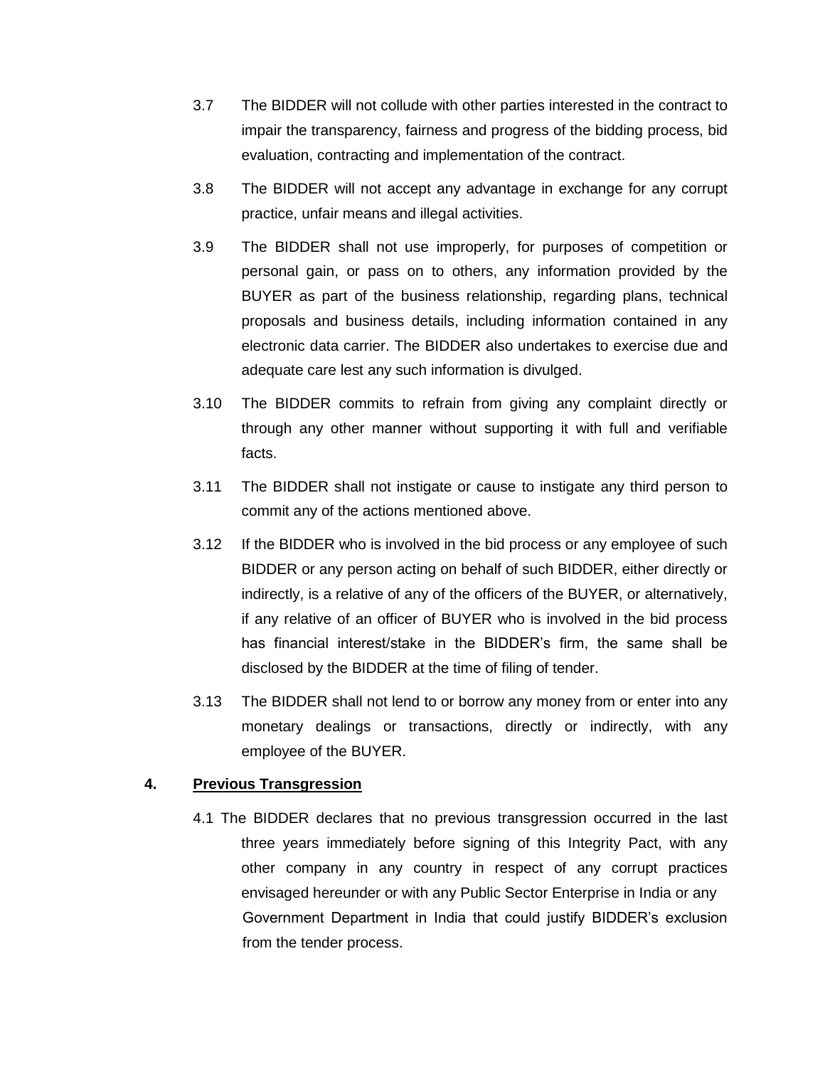3.7 The BIDDER will not collude with other parties interested in the contract to impair the transparency, fairness and progress of the bidding process, bid evaluation, contracting and implementation of the contract.

3.8 The BIDDER will not accept any advantage in exchange for any corrupt practice, unfair means and illegal activities.

3.9 The BIDDER shall not use improperly, for purposes of competition or personal gain, or pass on to others, any information provided by the BUYER as part of the business relationship, regarding plans, technical proposals and business details, including information contained in any electronic data carrier. The BIDDER also undertakes to exercise due and adequate care lest any such information is divulged.

3.10 The BIDDER commits to refrain from giving any complaint directly or through any other manner without supporting it with full and verifiable facts.

3.11 The BIDDER shall not instigate or cause to instigate any third person to commit any of the actions mentioned above.

3.12 If the BIDDER who is involved in the bid process or any employee of such BIDDER or any person acting on behalf of such BIDDER, either directly or indirectly, is a relative of any of the officers of the BUYER, or alternatively, if any relative of an officer of BUYER who is involved in the bid process has financial interest/stake in the BIDDER's firm, the same shall be disclosed by the BIDDER at the time of filing of tender.

3.13 The BIDDER shall not lend to or borrow any money from or enter into any monetary dealings or transactions, directly or indirectly, with any employee of the BUYER.

## 4. Previous Transgression

4.1 The BIDDER declares that no previous transgression occurred in the last three years immediately before signing of this Integrity Pact, with any other company in any country in respect of any corrupt practices envisaged hereunder or with any Public Sector Enterprise in India or any Government Department in India that could justify BIDDER's exclusion from the tender process.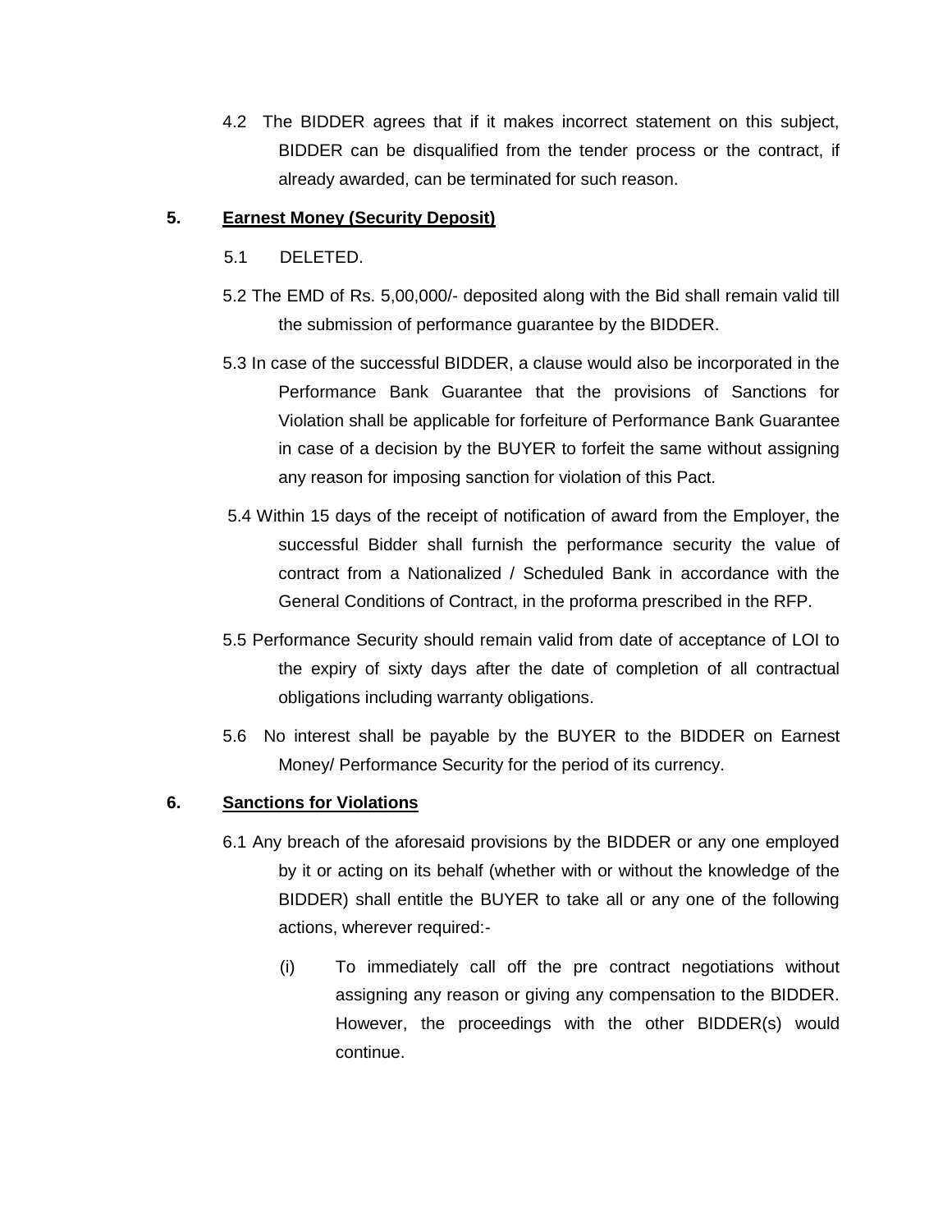4.2 The BIDDER agrees that if it makes incorrect statement on this subject, BIDDER can be disqualified from the tender process or the contract, if already awarded, can be terminated for such reason.

## 5. <u>Earnest Money (Security Deposit)</u>

5.1 DELETED.

5.2 The EMD of Rs. 5,00,000/- deposited along with the Bid shall remain valid till the submission of performance guarantee by the BIDDER.

5.3 In case of the successful BIDDER, a clause would also be incorporated in the Performance Bank Guarantee that the provisions of Sanctions for Violation shall be applicable for forfeiture of Performance Bank Guarantee in case of a decision by the BUYER to forfeit the same without assigning any reason for imposing sanction for violation of this Pact.

5.4 Within 15 days of the receipt of notification of award from the Employer, the successful Bidder shall furnish the performance security the value of contract from a Nationalized / Scheduled Bank in accordance with the General Conditions of Contract, in the proforma prescribed in the RFP.

5.5 Performance Security should remain valid from date of acceptance of LOI to the expiry of sixty days after the date of completion of all contractual obligations including warranty obligations.

5.6 No interest shall be payable by the BUYER to the BIDDER on Earnest Money/ Performance Security for the period of its currency.

## 6. <u>Sanctions for Violations</u>

6.1 Any breach of the aforesaid provisions by the BIDDER or any one employed by it or acting on its behalf (whether with or without the knowledge of the BIDDER) shall entitle the BUYER to take all or any one of the following actions, wherever required:-

(i) To immediately call off the pre contract negotiations without assigning any reason or giving any compensation to the BIDDER. However, the proceedings with the other BIDDER(s) would continue.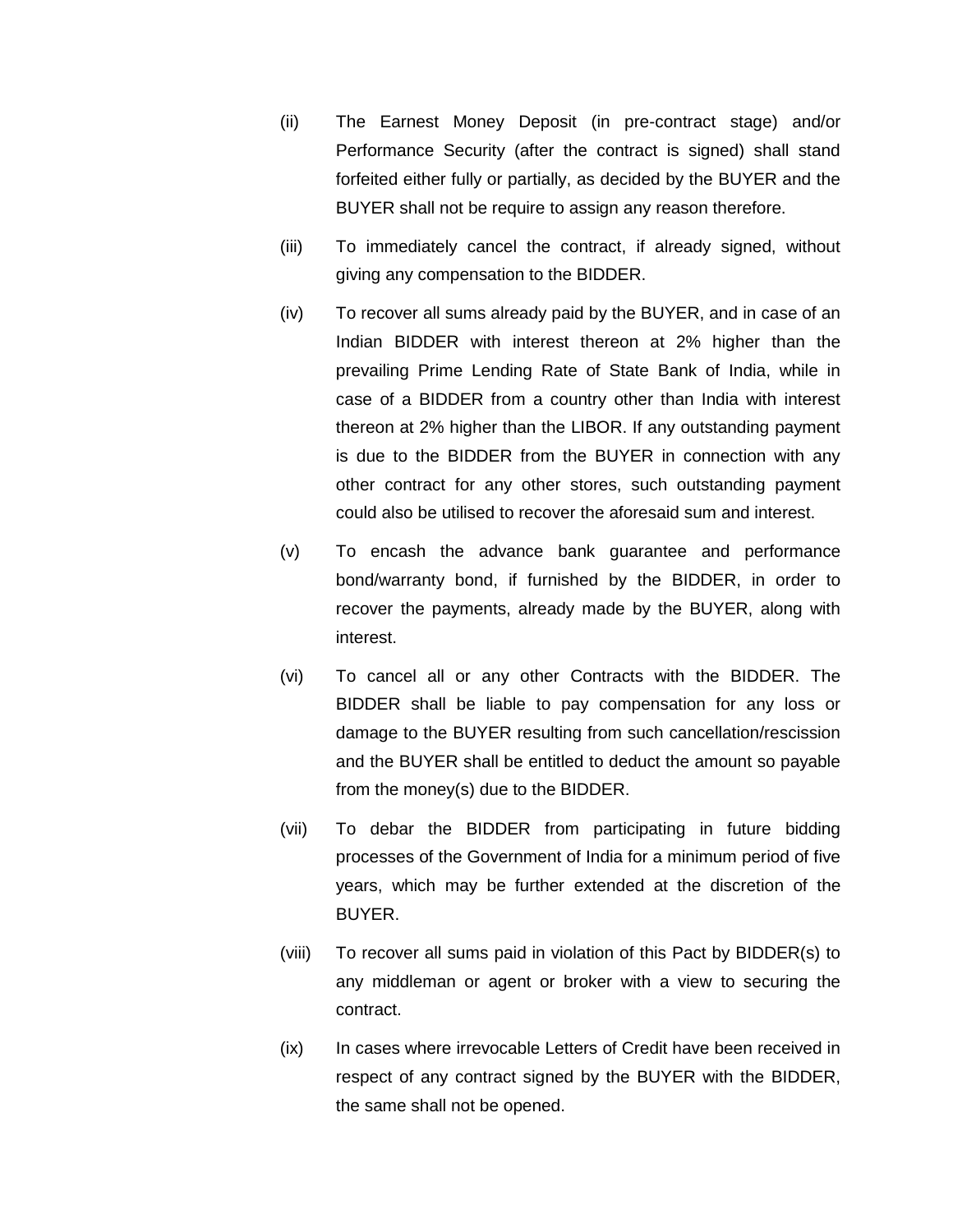(ii) The Earnest Money Deposit (in pre-contract stage) and/or Performance Security (after the contract is signed) shall stand forfeited either fully or partially, as decided by the BUYER and the BUYER shall not be require to assign any reason therefore.

(iii) To immediately cancel the contract, if already signed, without giving any compensation to the BIDDER.

(iv) To recover all sums already paid by the BUYER, and in case of an Indian BIDDER with interest thereon at 2% higher than the prevailing Prime Lending Rate of State Bank of India, while in case of a BIDDER from a country other than India with interest thereon at 2% higher than the LIBOR. If any outstanding payment is due to the BIDDER from the BUYER in connection with any other contract for any other stores, such outstanding payment could also be utilised to recover the aforesaid sum and interest.

(v) To encash the advance bank guarantee and performance bond/warranty bond, if furnished by the BIDDER, in order to recover the payments, already made by the BUYER, along with interest.

(vi) To cancel all or any other Contracts with the BIDDER. The BIDDER shall be liable to pay compensation for any loss or damage to the BUYER resulting from such cancellation/rescission and the BUYER shall be entitled to deduct the amount so payable from the money(s) due to the BIDDER.

(vii) To debar the BIDDER from participating in future bidding processes of the Government of India for a minimum period of five years, which may be further extended at the discretion of the BUYER.

(viii) To recover all sums paid in violation of this Pact by BIDDER(s) to any middleman or agent or broker with a view to securing the contract.

(ix) In cases where irrevocable Letters of Credit have been received in respect of any contract signed by the BUYER with the BIDDER, the same shall not be opened.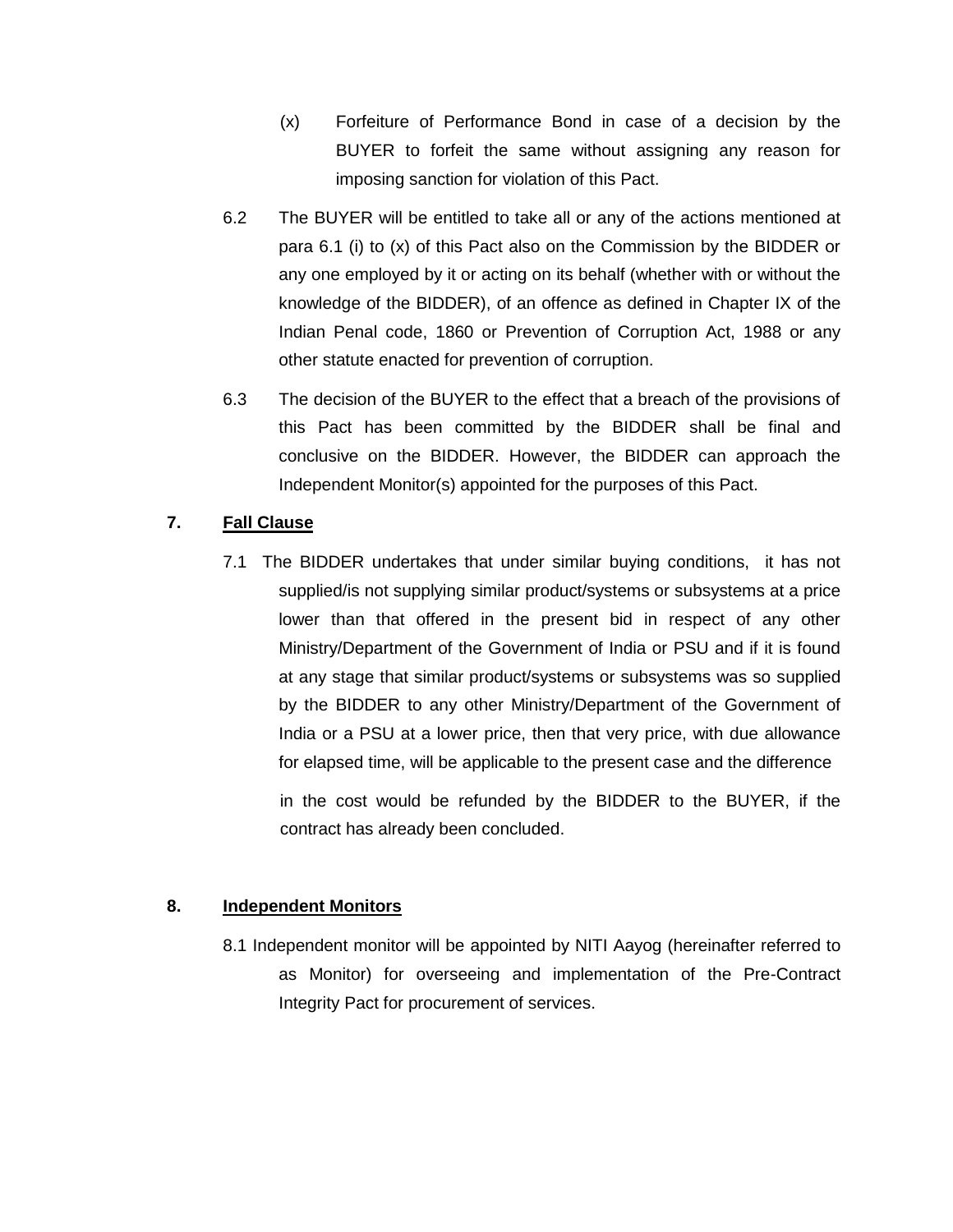(x) Forfeiture of Performance Bond in case of a decision by the BUYER to forfeit the same without assigning any reason for imposing sanction for violation of this Pact.

6.2 The BUYER will be entitled to take all or any of the actions mentioned at para 6.1 (i) to (x) of this Pact also on the Commission by the BIDDER or any one employed by it or acting on its behalf (whether with or without the knowledge of the BIDDER), of an offence as defined in Chapter IX of the Indian Penal code, 1860 or Prevention of Corruption Act, 1988 or any other statute enacted for prevention of corruption.

6.3 The decision of the BUYER to the effect that a breach of the provisions of this Pact has been committed by the BIDDER shall be final and conclusive on the BIDDER. However, the BIDDER can approach the Independent Monitor(s) appointed for the purposes of this Pact.

## 7. Fall Clause

7.1 The BIDDER undertakes that under similar buying conditions, it has not supplied/is not supplying similar product/systems or subsystems at a price lower than that offered in the present bid in respect of any other Ministry/Department of the Government of India or PSU and if it is found at any stage that similar product/systems or subsystems was so supplied by the BIDDER to any other Ministry/Department of the Government of India or a PSU at a lower price, then that very price, with due allowance for elapsed time, will be applicable to the present case and the difference in the cost would be refunded by the BIDDER to the BUYER, if the contract has already been concluded.

## 8. Independent Monitors

8.1 Independent monitor will be appointed by NITI Aayog (hereinafter referred to as Monitor) for overseeing and implementation of the Pre-Contract Integrity Pact for procurement of services.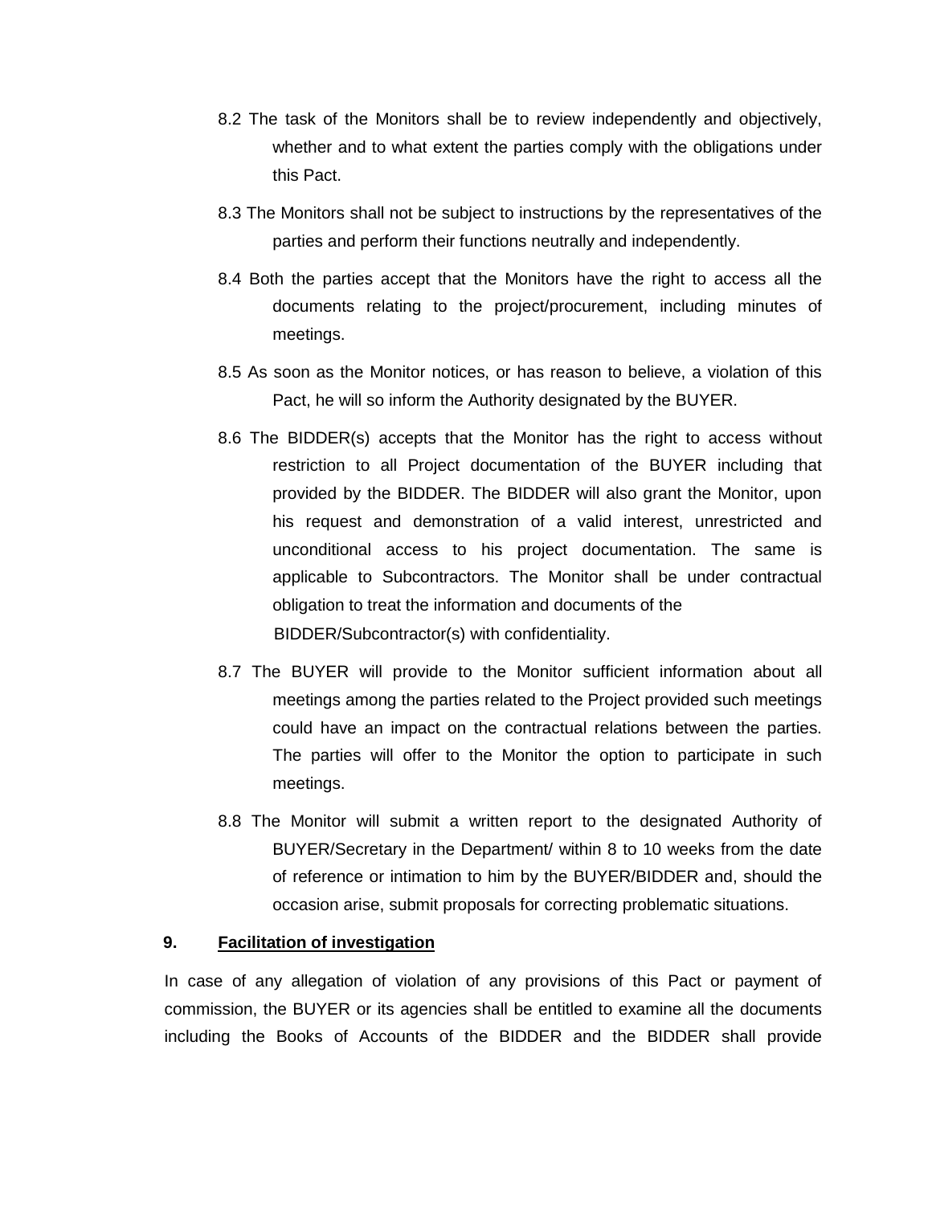8.2 The task of the Monitors shall be to review independently and objectively, whether and to what extent the parties comply with the obligations under this Pact.

8.3 The Monitors shall not be subject to instructions by the representatives of the parties and perform their functions neutrally and independently.

8.4 Both the parties accept that the Monitors have the right to access all the documents relating to the project/procurement, including minutes of meetings.

8.5 As soon as the Monitor notices, or has reason to believe, a violation of this Pact, he will so inform the Authority designated by the BUYER.

8.6 The BIDDER(s) accepts that the Monitor has the right to access without restriction to all Project documentation of the BUYER including that provided by the BIDDER. The BIDDER will also grant the Monitor, upon his request and demonstration of a valid interest, unrestricted and unconditional access to his project documentation. The same is applicable to Subcontractors. The Monitor shall be under contractual obligation to treat the information and documents of the BIDDER/Subcontractor(s) with confidentiality.

8.7 The BUYER will provide to the Monitor sufficient information about all meetings among the parties related to the Project provided such meetings could have an impact on the contractual relations between the parties. The parties will offer to the Monitor the option to participate in such meetings.

8.8 The Monitor will submit a written report to the designated Authority of BUYER/Secretary in the Department/ within 8 to 10 weeks from the date of reference or intimation to him by the BUYER/BIDDER and, should the occasion arise, submit proposals for correcting problematic situations.

**9. Facilitation of investigation**

In case of any allegation of violation of any provisions of this Pact or payment of commission, the BUYER or its agencies shall be entitled to examine all the documents including the Books of Accounts of the BIDDER and the BIDDER shall provide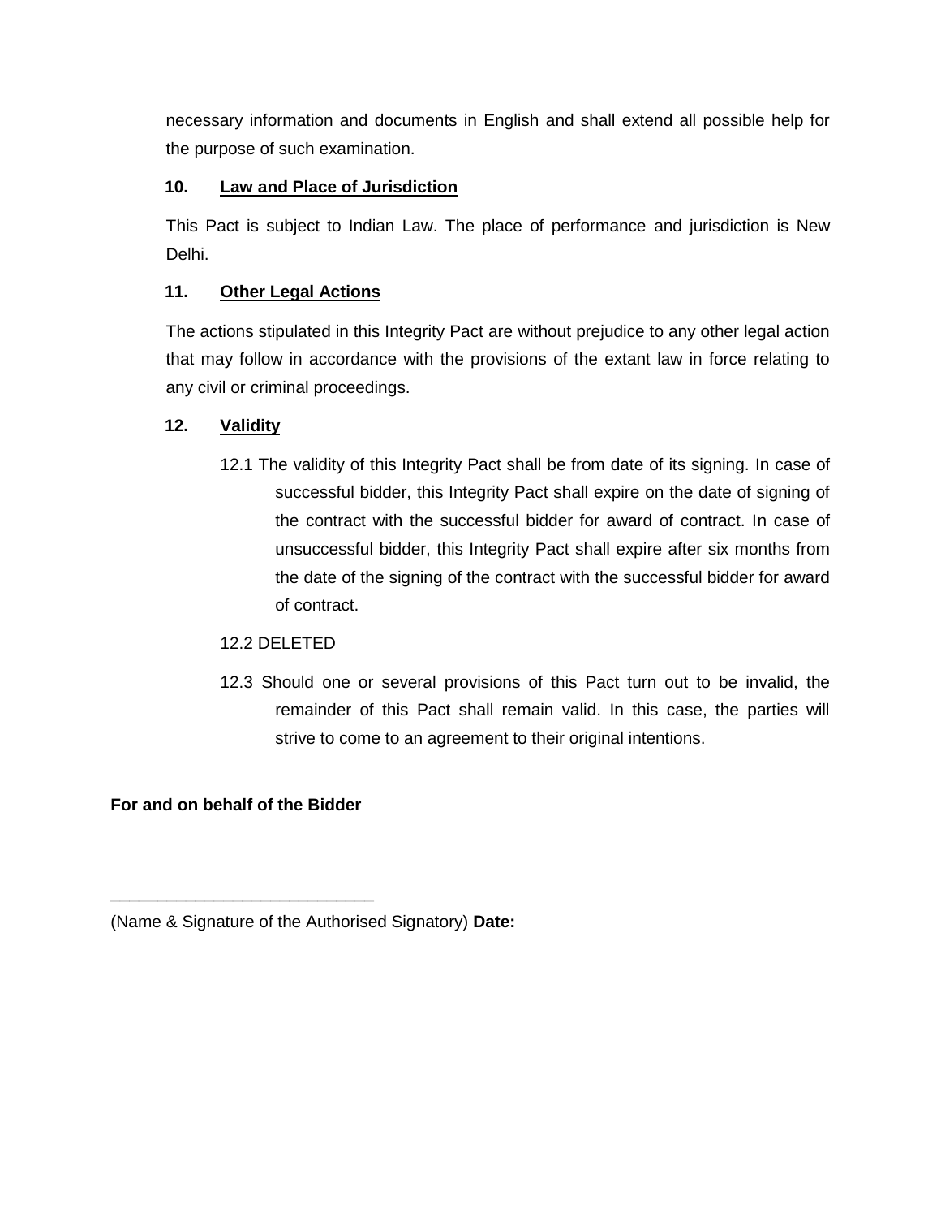necessary information and documents in English and shall extend all possible help for the purpose of such examination.

### 10. Law and Place of Jurisdiction

This Pact is subject to Indian Law. The place of performance and jurisdiction is New Delhi.

### 11. Other Legal Actions

The actions stipulated in this Integrity Pact are without prejudice to any other legal action that may follow in accordance with the provisions of the extant law in force relating to any civil or criminal proceedings.

### 12. Validity

12.1 The validity of this Integrity Pact shall be from date of its signing. In case of successful bidder, this Integrity Pact shall expire on the date of signing of the contract with the successful bidder for award of contract. In case of unsuccessful bidder, this Integrity Pact shall expire after six months from the date of the signing of the contract with the successful bidder for award of contract.

12.2 DELETED

12.3 Should one or several provisions of this Pact turn out to be invalid, the remainder of this Pact shall remain valid. In this case, the parties will strive to come to an agreement to their original intentions.

**For and on behalf of the Bidder**

\_\_\_\_\_\_\_\_\_\_\_\_\_\_\_\_\_\_\_\_\_\_\_\_\_\_\_\_

(Name & Signature of the Authorised Signatory) **Date:**